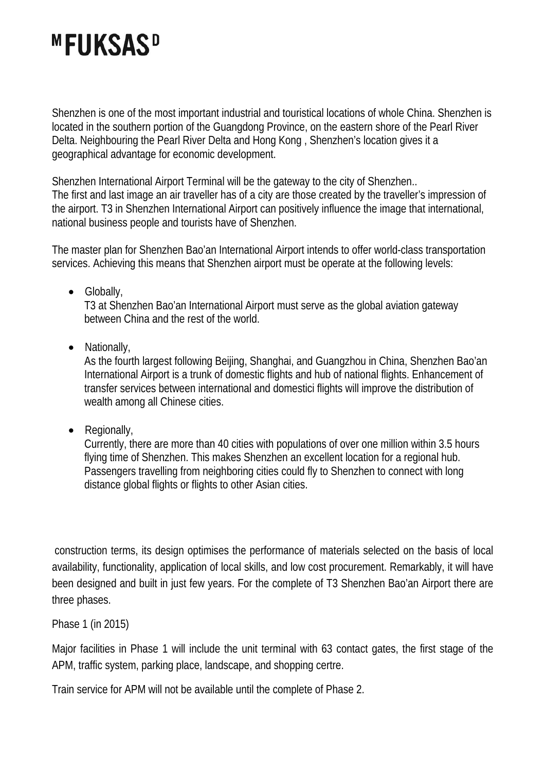# MFUKSASD

Shenzhen is one of the most important industrial and touristical locations of whole China. Shenzhen is located in the southern portion of the Guangdong Province, on the eastern shore of the Pearl River Delta. Neighbouring the Pearl River Delta and Hong Kong , Shenzhen's location gives it a geographical advantage for economic development.

Shenzhen International Airport Terminal will be the gateway to the city of Shenzhen..
The first and last image an air traveller has of a city are those created by the traveller's impression of the airport. T3 in Shenzhen International Airport can positively influence the image that international, national business people and tourists have of Shenzhen.

The master plan for Shenzhen Bao'an International Airport intends to offer world-class transportation services. Achieving this means that Shenzhen airport must be operate at the following levels:

- Globally,
  T3 at Shenzhen Bao'an International Airport must serve as the global aviation gateway between China and the rest of the world.

- Nationally,
  As the fourth largest following Beijing, Shanghai, and Guangzhou in China, Shenzhen Bao'an International Airport is a trunk of domestic flights and hub of national flights. Enhancement of transfer services between international and domestici flights will improve the distribution of wealth among all Chinese cities.

- Regionally,
  Currently, there are more than 40 cities with populations of over one million within 3.5 hours flying time of Shenzhen. This makes Shenzhen an excellent location for a regional hub. Passengers travelling from neighboring cities could fly to Shenzhen to connect with long distance global flights or flights to other Asian cities.

construction terms, its design optimises the performance of materials selected on the basis of local availability, functionality, application of local skills, and low cost procurement. Remarkably, it will have been designed and built in just few years. For the complete of T3 Shenzhen Bao'an Airport there are three phases.

Phase 1 (in 2015)

Major facilities in Phase 1 will include the unit terminal with 63 contact gates, the first stage of the APM, traffic system, parking place, landscape, and shopping centre.

Train service for APM will not be available until the complete of Phase 2.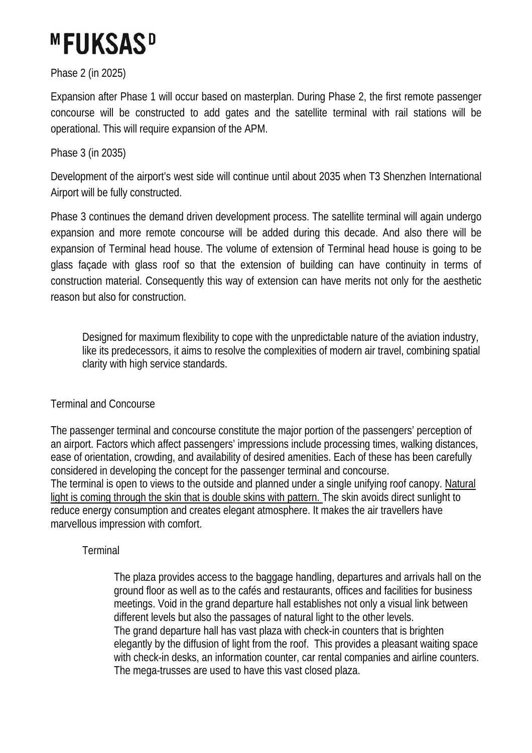Phase 2 (in 2025)

Expansion after Phase 1 will occur based on masterplan. During Phase 2, the first remote passenger concourse will be constructed to add gates and the satellite terminal with rail stations will be operational. This will require expansion of the APM.

Phase 3 (in 2035)

Development of the airport's west side will continue until about 2035 when T3 Shenzhen International Airport will be fully constructed.

Phase 3 continues the demand driven development process. The satellite terminal will again undergo expansion and more remote concourse will be added during this decade. And also there will be expansion of Terminal head house. The volume of extension of Terminal head house is going to be glass façade with glass roof so that the extension of building can have continuity in terms of construction material. Consequently this way of extension can have merits not only for the aesthetic reason but also for construction.

> Designed for maximum flexibility to cope with the unpredictable nature of the aviation industry, like its predecessors, it aims to resolve the complexities of modern air travel, combining spatial clarity with high service standards.

Terminal and Concourse

The passenger terminal and concourse constitute the major portion of the passengers' perception of an airport. Factors which affect passengers' impressions include processing times, walking distances, ease of orientation, crowding, and availability of desired amenities. Each of these has been carefully considered in developing the concept for the passenger terminal and concourse.
The terminal is open to views to the outside and planned under a single unifying roof canopy. Natural light is coming through the skin that is double skins with pattern. The skin avoids direct sunlight to reduce energy consumption and creates elegant atmosphere. It makes the air travellers have marvellous impression with comfort.

Terminal

The plaza provides access to the baggage handling, departures and arrivals hall on the ground floor as well as to the cafés and restaurants, offices and facilities for business meetings. Void in the grand departure hall establishes not only a visual link between different levels but also the passages of natural light to the other levels.
The grand departure hall has vast plaza with check-in counters that is brighten elegantly by the diffusion of light from the roof. This provides a pleasant waiting space with check-in desks, an information counter, car rental companies and airline counters. The mega-trusses are used to have this vast closed plaza.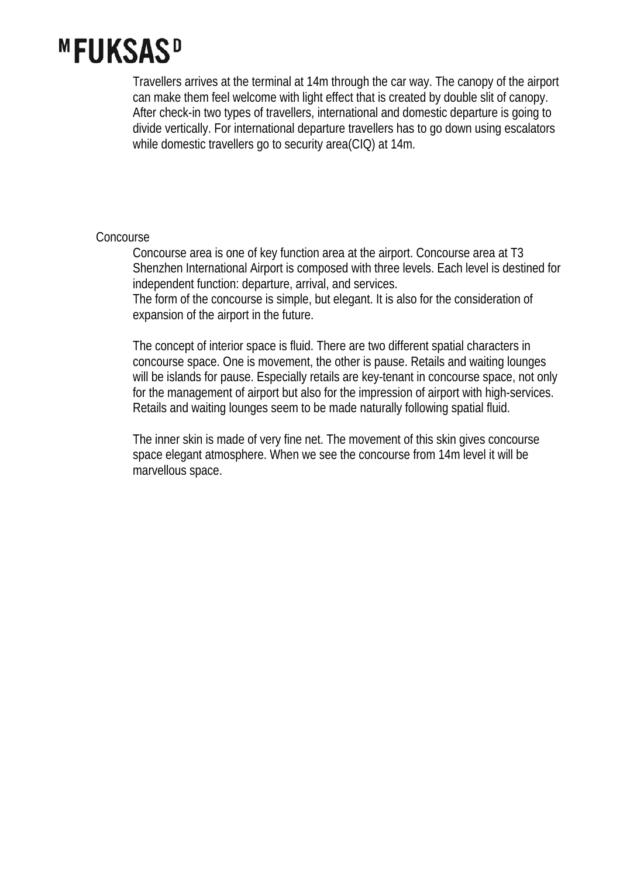Travellers arrives at the terminal at 14m through the car way. The canopy of the airport can make them feel welcome with light effect that is created by double slit of canopy. After check-in two types of travellers, international and domestic departure is going to divide vertically. For international departure travellers has to go down using escalators while domestic travellers go to security area(CIQ) at 14m.

## Concourse

Concourse area is one of key function area at the airport. Concourse area at T3 Shenzhen International Airport is composed with three levels. Each level is destined for independent function: departure, arrival, and services.
The form of the concourse is simple, but elegant. It is also for the consideration of expansion of the airport in the future.

The concept of interior space is fluid. There are two different spatial characters in concourse space. One is movement, the other is pause. Retails and waiting lounges will be islands for pause. Especially retails are key-tenant in concourse space, not only for the management of airport but also for the impression of airport with high-services. Retails and waiting lounges seem to be made naturally following spatial fluid.

The inner skin is made of very fine net. The movement of this skin gives concourse space elegant atmosphere. When we see the concourse from 14m level it will be marvellous space.